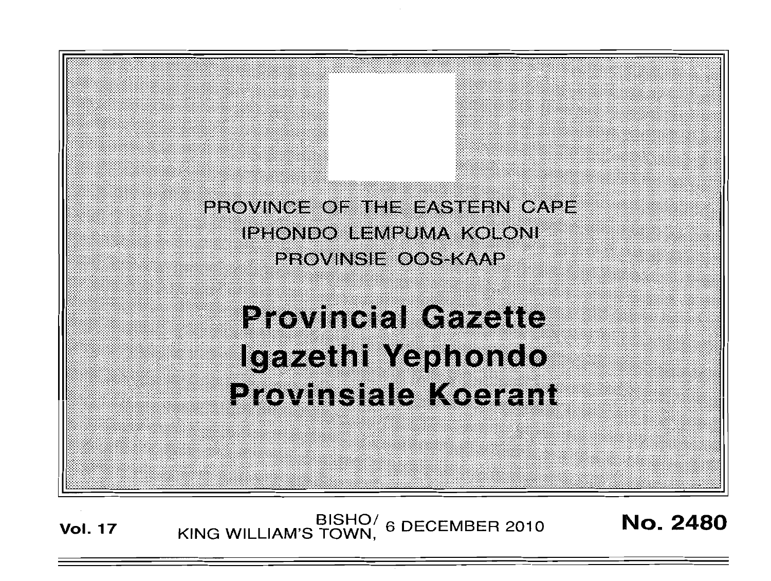PROVINCE OF THE EASTERN CAPE

IPHONDO LEMPUMA KOLONI

PROVINSIE OOS-KAAP

# Provincial Gazette
# Igazethi Yephondo
# Provinsiale Koerant

**Vol. 17** BISHO/ KING WILLIAM'S TOWN, 6 DECEMBER 2010 **No. 2480**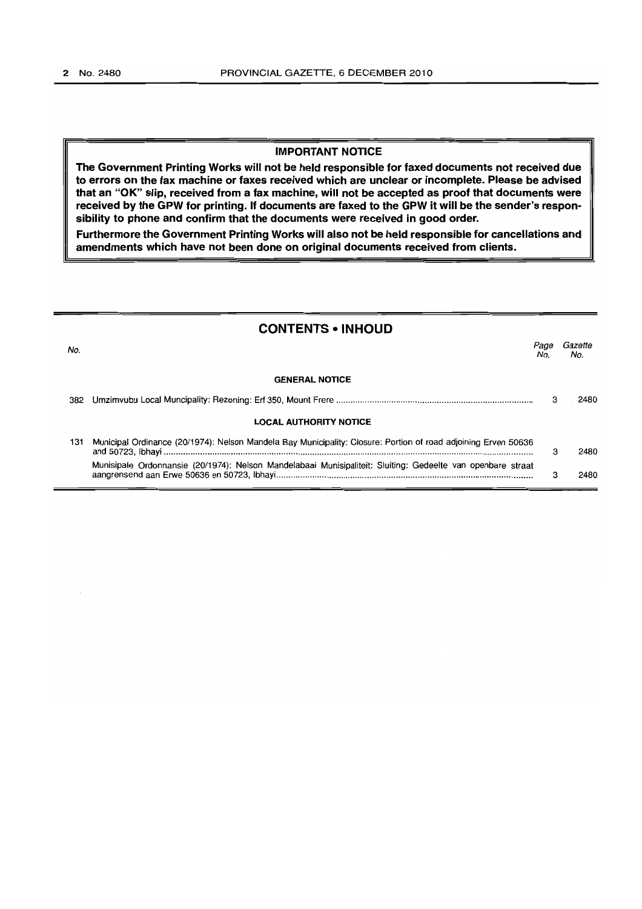## IMPORTANT NOTICE

**The Government Printing Works will not be held responsible for faxed documents not received due to errors on the fax machine or faxes received which are unclear or incomplete. Please be advised that an "OK" slip, received from a fax machine, will not be accepted as proof that documents were received by the GPW for printing. If documents are faxed to the GPW it will be the sender's responsibility to phone and confirm that the documents were received in good order.**

**Furthermore the Government Printing Works will also not be held responsible for cancellations and amendments which have not been done on original documents received from clients.**

## CONTENTS • INHOUD

| No. | | Page No. | Gazette No. |
|---|---|---|---|
| | **GENERAL NOTICE** | | |
| 382 | Umzimvubu Local Muncipality: Rezoning: Erf 350, Mount Frere | 3 | 2480 |
| | **LOCAL AUTHORITY NOTICE** | | |
| 131 | Municipal Ordinance (20/1974): Nelson Mandela Bay Municipality: Closure: Portion of road adjoining Erven 50636 and 50723, Ibhayi | 3 | 2480 |
| | Munisipale Ordonnansie (20/1974): Nelson Mandelabaai Munisipaliteit: Sluiting: Gedeelte van openbare straat aangrensend aan Erwe 50636 en 50723, Ibhayi | 3 | 2480 |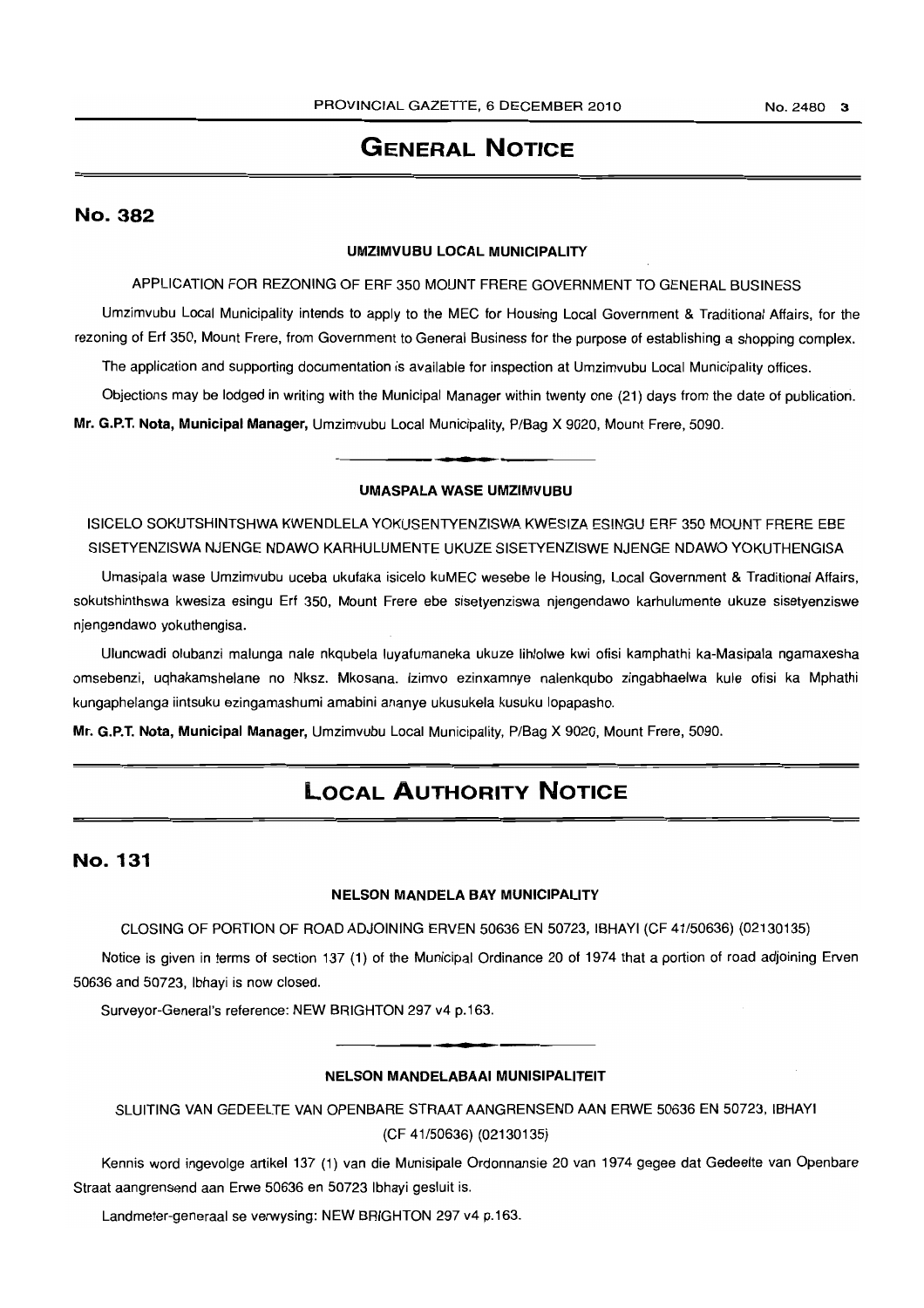# GENERAL NOTICE

## No. 382

### UMZIMVUBU LOCAL MUNICIPALITY

APPLICATION FOR REZONING OF ERF 350 MOUNT FRERE GOVERNMENT TO GENERAL BUSINESS

Umzimvubu Local Municipality intends to apply to the MEC for Housing Local Government & Traditional Affairs, for the rezoning of Erf 350, Mount Frere, from Government to General Business for the purpose of establishing a shopping complex.

The application and supporting documentation is available for inspection at Umzimvubu Local Municipality offices.

Objections may be lodged in writing with the Municipal Manager within twenty one (21) days from the date of publication.

**Mr. G.P.T. Nota, Municipal Manager,** Umzimvubu Local Municipality, P/Bag X 9020, Mount Frere, 5090.

### UMASPALA WASE UMZIMVUBU

ISICELO SOKUTSHINTSHWA KWENDLELA YOKUSENTYENZISWA KWESIZA ESINGU ERF 350 MOUNT FRERE EBE SISETYENZISWA NJENGE NDAWO KARHULUMENTE UKUZE SISETYENZISWE NJENGE NDAWO YOKUTHENGISA

Umasipala wase Umzimvubu uceba ukufaka isicelo kuMEC wesebe le Housing, Local Government & Traditional Affairs, sokutshinthswa kwesiza esingu Erf 350, Mount Frere ebe sisetyenziswa njengendawo karhulumente ukuze sisetyenziswe njengendawo yokuthengisa.

Uluncwadi olubanzi malunga nale nkqubela luyafumaneka ukuze lihlolwe kwi ofisi kamphathi ka-Masipala ngamaxesha omsebenzi, uqhakamshelane no Nksz. Mkosana. Izimvo ezinxamnye nalenkqubo zingabhaelwa kule ofisi ka Mphathi kungaphelanga iintsuku ezingamashumi amabini ananye ukusukela kusuku lopapasho.

**Mr. G.P.T. Nota, Municipal Manager,** Umzimvubu Local Municipality, P/Bag X 9020, Mount Frere, 5090.

# LOCAL AUTHORITY NOTICE

## No. 131

### NELSON MANDELA BAY MUNICIPALITY

CLOSING OF PORTION OF ROAD ADJOINING ERVEN 50636 EN 50723, IBHAYI (CF 41/50636) (02130135)

Notice is given in terms of section 137 (1) of the Municipal Ordinance 20 of 1974 that a portion of road adjoining Erven 50636 and 50723, Ibhayi is now closed.

Surveyor-General's reference: NEW BRIGHTON 297 v4 p.163.

### NELSON MANDELABAAI MUNISIPALITEIT

SLUITING VAN GEDEELTE VAN OPENBARE STRAAT AANGRENSEND AAN ERWE 50636 EN 50723, IBHAYI (CF 41/50636) (02130135)

Kennis word ingevolge artikel 137 (1) van die Munisipale Ordonnansie 20 van 1974 gegee dat Gedeelte van Openbare Straat aangrensend aan Erwe 50636 en 50723 Ibhayi gesluit is.

Landmeter-generaal se verwysing: NEW BRIGHTON 297 v4 p.163.